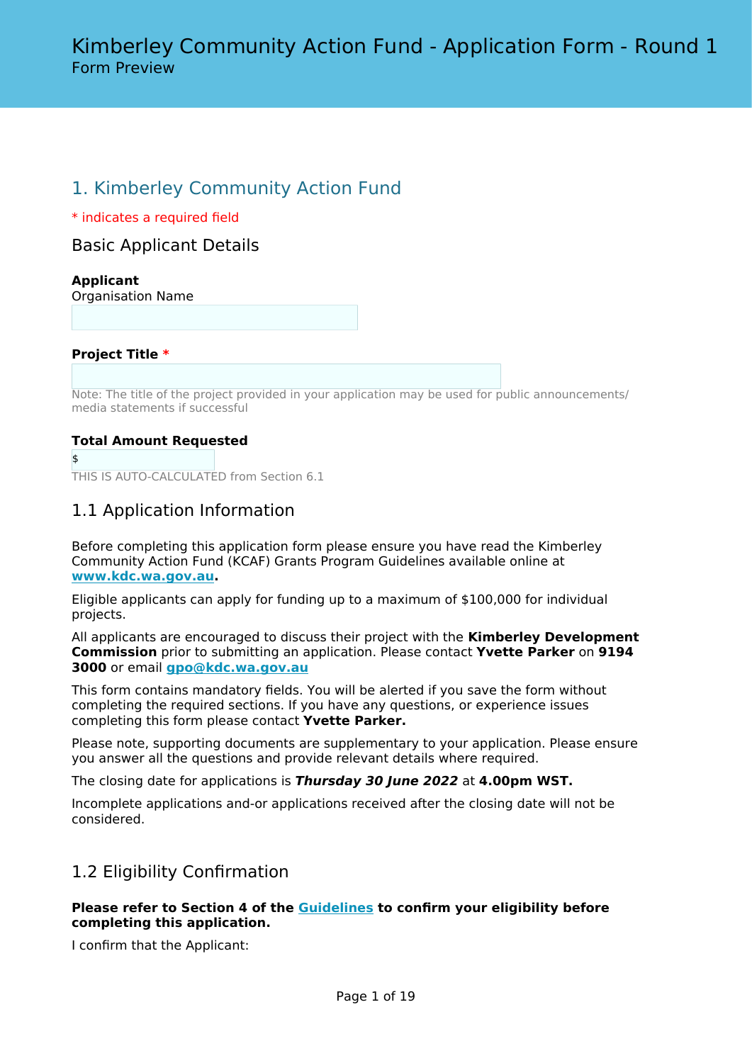# Kimberley Community Action Fund - Application Form - Round 1

Form Preview

## 1. Kimberley Community Action Fund

\* indicates a required field

### Basic Applicant Details

**Applicant**
Organisation Name

**Project Title \***

Note: The title of the project provided in your application may be used for public announcements/ media statements if successful

**Total Amount Requested**
$
THIS IS AUTO-CALCULATED from Section 6.1

### 1.1 Application Information

Before completing this application form please ensure you have read the Kimberley Community Action Fund (KCAF) Grants Program Guidelines available online at **www.kdc.wa.gov.au**.

Eligible applicants can apply for funding up to a maximum of $100,000 for individual projects.

All applicants are encouraged to discuss their project with the **Kimberley Development Commission** prior to submitting an application. Please contact **Yvette Parker** on **9194 3000** or email **gpo@kdc.wa.gov.au**

This form contains mandatory fields. You will be alerted if you save the form without completing the required sections. If you have any questions, or experience issues completing this form please contact **Yvette Parker.**

Please note, supporting documents are supplementary to your application. Please ensure you answer all the questions and provide relevant details where required.

The closing date for applications is ***Thursday 30 June 2022*** at **4.00pm WST.**

Incomplete applications and-or applications received after the closing date will not be considered.

### 1.2 Eligibility Confirmation

**Please refer to Section 4 of the Guidelines to confirm your eligibility before completing this application.**

I confirm that the Applicant: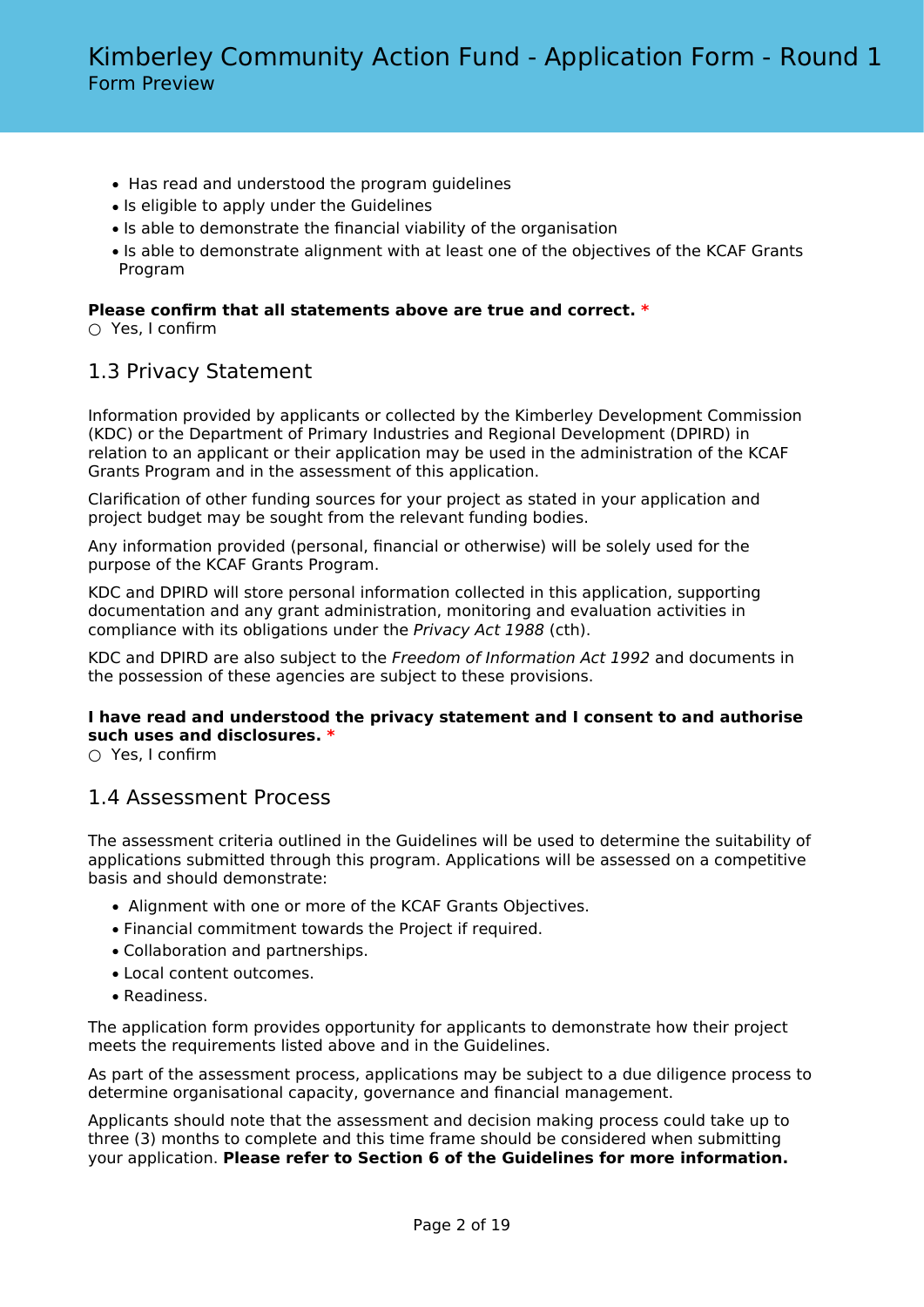- Has read and understood the program guidelines
- Is eligible to apply under the Guidelines
- Is able to demonstrate the financial viability of the organisation
- Is able to demonstrate alignment with at least one of the objectives of the KCAF Grants Program

**Please confirm that all statements above are true and correct.** *

○ Yes, I confirm

## 1.3 Privacy Statement

Information provided by applicants or collected by the Kimberley Development Commission (KDC) or the Department of Primary Industries and Regional Development (DPIRD) in relation to an applicant or their application may be used in the administration of the KCAF Grants Program and in the assessment of this application.

Clarification of other funding sources for your project as stated in your application and project budget may be sought from the relevant funding bodies.

Any information provided (personal, financial or otherwise) will be solely used for the purpose of the KCAF Grants Program.

KDC and DPIRD will store personal information collected in this application, supporting documentation and any grant administration, monitoring and evaluation activities in compliance with its obligations under the *Privacy Act 1988* (cth).

KDC and DPIRD are also subject to the *Freedom of Information Act 1992* and documents in the possession of these agencies are subject to these provisions.

**I have read and understood the privacy statement and I consent to and authorise such uses and disclosures.** *

○ Yes, I confirm

## 1.4 Assessment Process

The assessment criteria outlined in the Guidelines will be used to determine the suitability of applications submitted through this program. Applications will be assessed on a competitive basis and should demonstrate:

- Alignment with one or more of the KCAF Grants Objectives.
- Financial commitment towards the Project if required.
- Collaboration and partnerships.
- Local content outcomes.
- Readiness.

The application form provides opportunity for applicants to demonstrate how their project meets the requirements listed above and in the Guidelines.

As part of the assessment process, applications may be subject to a due diligence process to determine organisational capacity, governance and financial management.

Applicants should note that the assessment and decision making process could take up to three (3) months to complete and this time frame should be considered when submitting your application. **Please refer to Section 6 of the Guidelines for more information.**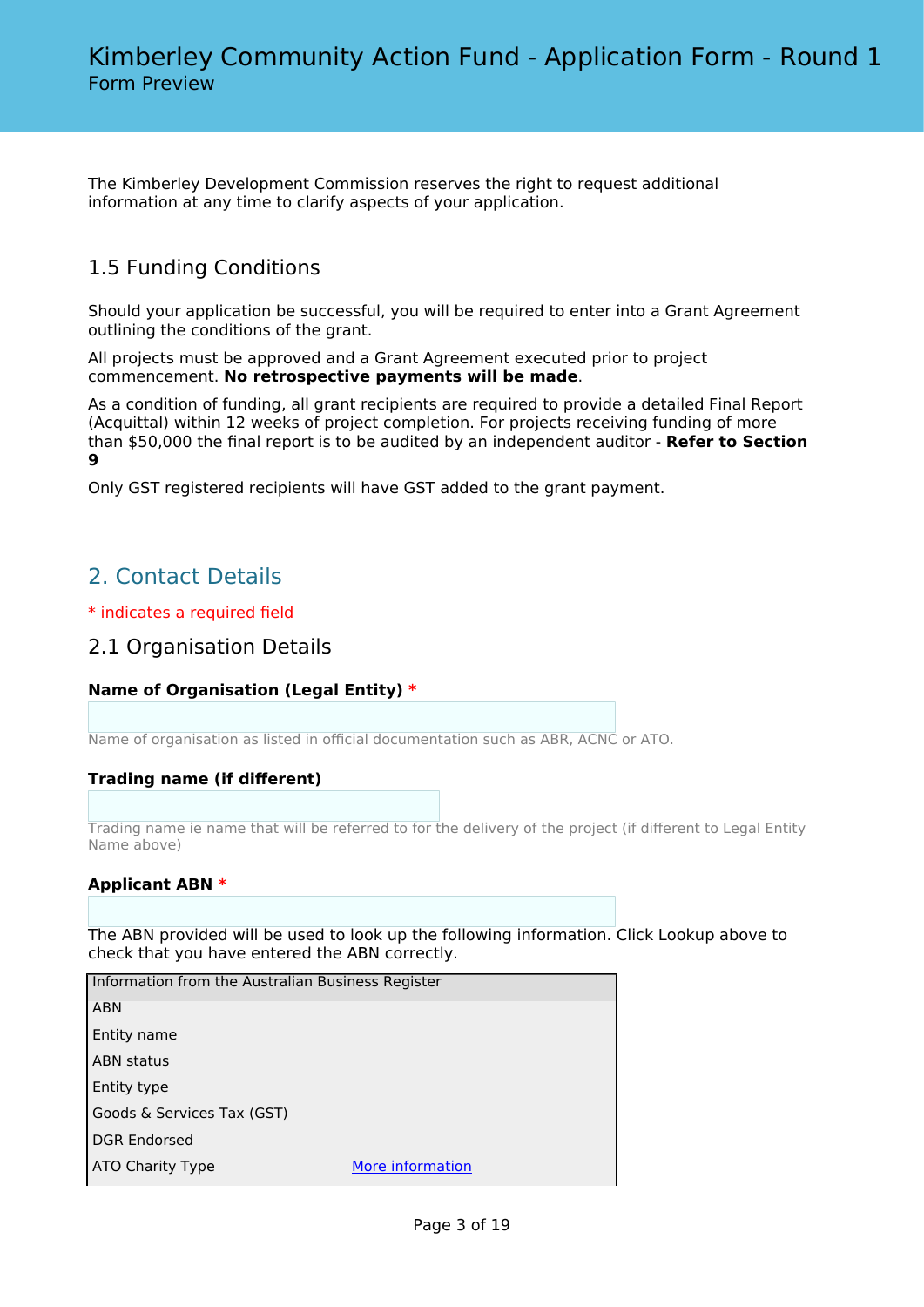The Kimberley Development Commission reserves the right to request additional information at any time to clarify aspects of your application.

### 1.5 Funding Conditions

Should your application be successful, you will be required to enter into a Grant Agreement outlining the conditions of the grant.

All projects must be approved and a Grant Agreement executed prior to project commencement. **No retrospective payments will be made**.

As a condition of funding, all grant recipients are required to provide a detailed Final Report (Acquittal) within 12 weeks of project completion. For projects receiving funding of more than $50,000 the final report is to be audited by an independent auditor - **Refer to Section 9**

Only GST registered recipients will have GST added to the grant payment.

## 2. Contact Details

* indicates a required field

### 2.1 Organisation Details

**Name of Organisation (Legal Entity)** *

Name of organisation as listed in official documentation such as ABR, ACNC or ATO.

**Trading name (if different)**

Trading name ie name that will be referred to for the delivery of the project (if different to Legal Entity Name above)

**Applicant ABN** *

The ABN provided will be used to look up the following information. Click Lookup above to check that you have entered the ABN correctly.

| Information from the Australian Business Register | |
|---|---|
| ABN | |
| Entity name | |
| ABN status | |
| Entity type | |
| Goods & Services Tax (GST) | |
| DGR Endorsed | |
| ATO Charity Type | More information |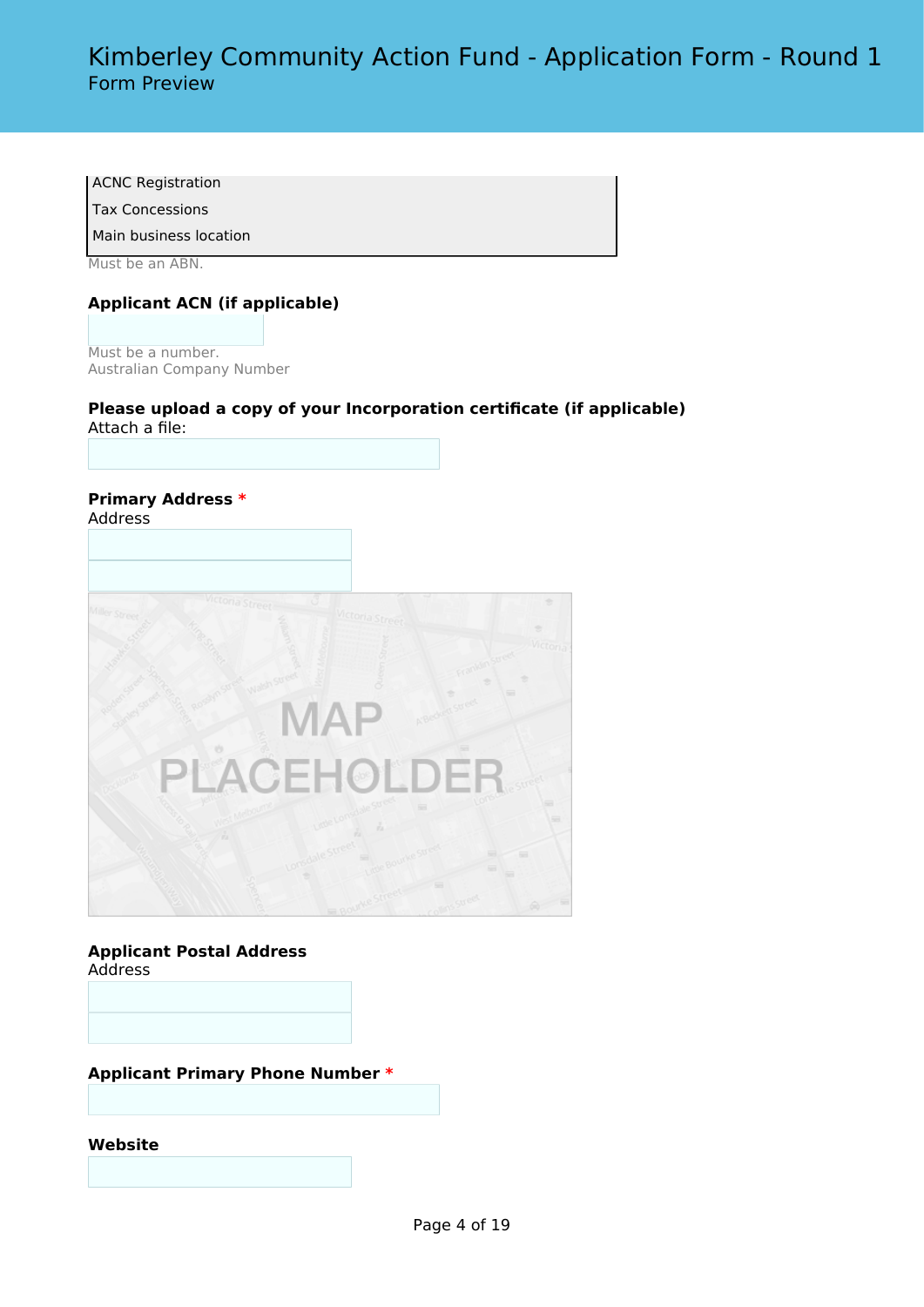ACNC Registration
Tax Concessions
Main business location

Must be an ABN.

**Applicant ACN (if applicable)**

Must be a number.
Australian Company Number

**Please upload a copy of your Incorporation certificate (if applicable)**
Attach a file:

**Primary Address** *
Address

MAP PLACEHOLDER

**Applicant Postal Address**
Address

**Applicant Primary Phone Number** *

**Website**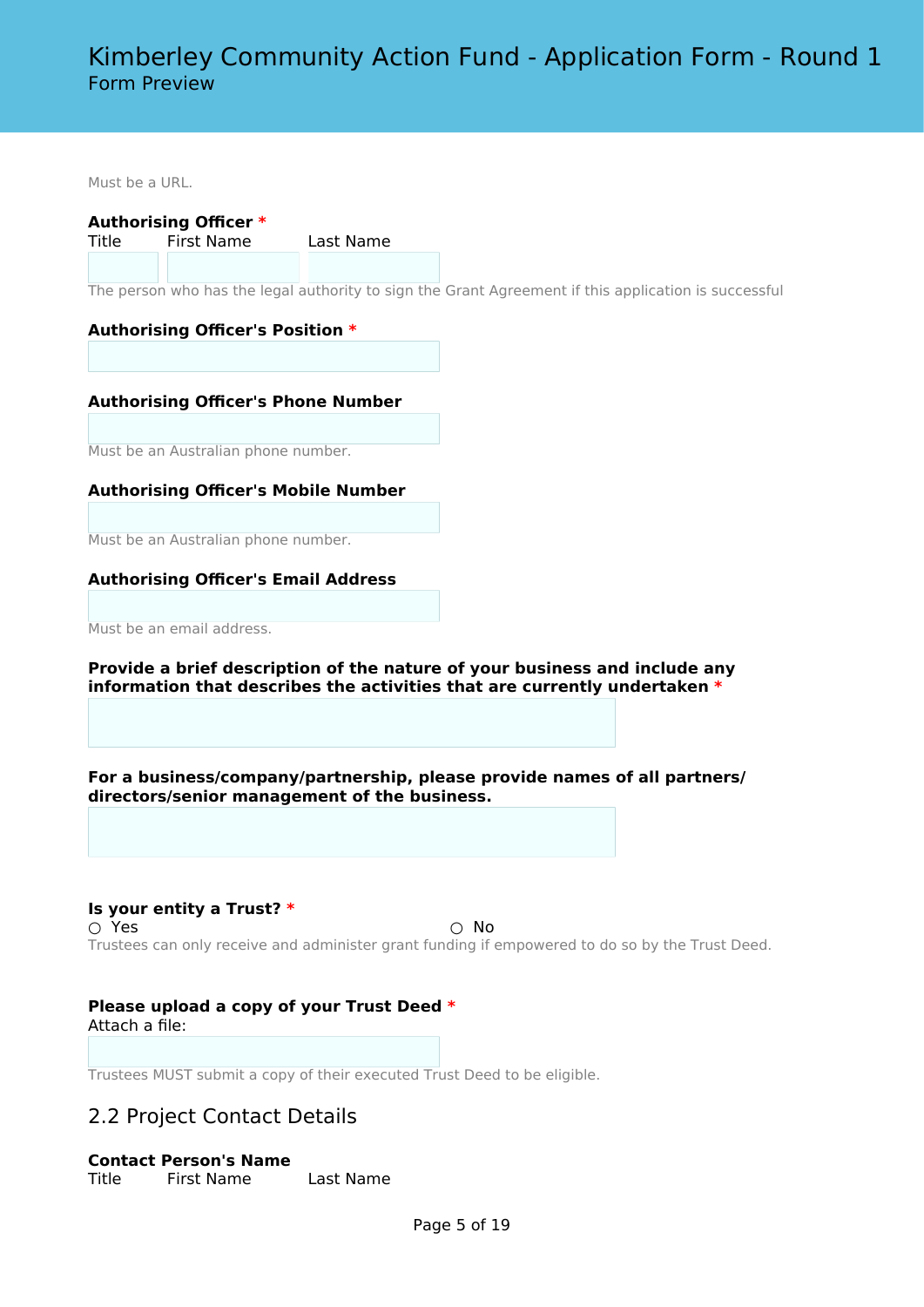Must be a URL.

**Authorising Officer** *

Title First Name Last Name

The person who has the legal authority to sign the Grant Agreement if this application is successful

**Authorising Officer's Position** *

**Authorising Officer's Phone Number**

Must be an Australian phone number.

**Authorising Officer's Mobile Number**

Must be an Australian phone number.

**Authorising Officer's Email Address**

Must be an email address.

**Provide a brief description of the nature of your business and include any information that describes the activities that are currently undertaken** *

**For a business/company/partnership, please provide names of all partners/ directors/senior management of the business.**

**Is your entity a Trust?** *

○ Yes ○ No

Trustees can only receive and administer grant funding if empowered to do so by the Trust Deed.

**Please upload a copy of your Trust Deed** *

Attach a file:

Trustees MUST submit a copy of their executed Trust Deed to be eligible.

## 2.2 Project Contact Details

**Contact Person's Name**

Title First Name Last Name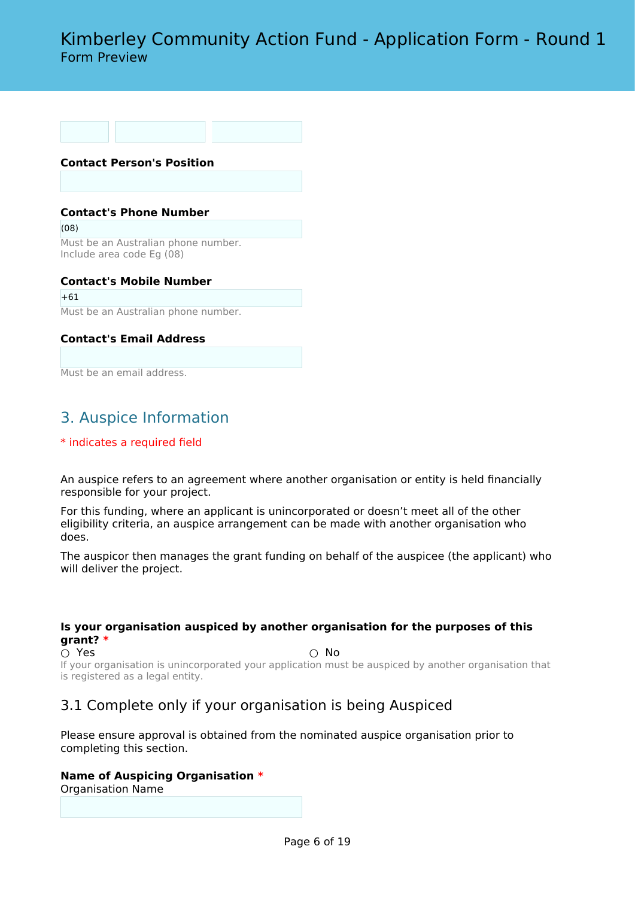**Contact Person's Position**

**Contact's Phone Number**

(08)

Must be an Australian phone number.
Include area code Eg (08)

**Contact's Mobile Number**

+61

Must be an Australian phone number.

**Contact's Email Address**

Must be an email address.

## 3. Auspice Information

* indicates a required field

An auspice refers to an agreement where another organisation or entity is held financially responsible for your project.

For this funding, where an applicant is unincorporated or doesn't meet all of the other eligibility criteria, an auspice arrangement can be made with another organisation who does.

The auspicor then manages the grant funding on behalf of the auspicee (the applicant) who will deliver the project.

**Is your organisation auspiced by another organisation for the purposes of this grant?** *

○ Yes ○ No

If your organisation is unincorporated your application must be auspiced by another organisation that is registered as a legal entity.

### 3.1 Complete only if your organisation is being Auspiced

Please ensure approval is obtained from the nominated auspice organisation prior to completing this section.

**Name of Auspicing Organisation** *

Organisation Name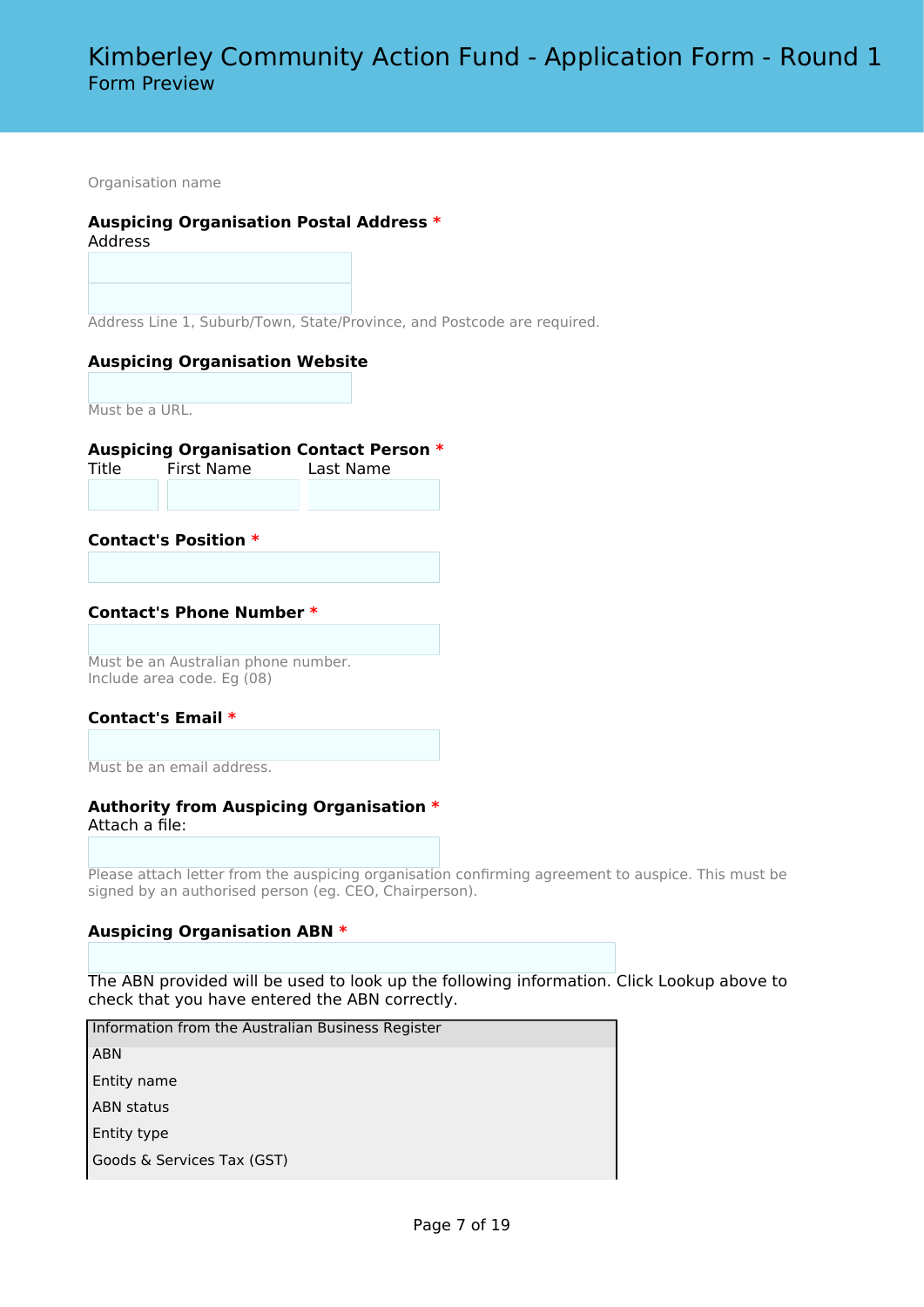Organisation name

**Auspicing Organisation Postal Address** *

Address

Address Line 1, Suburb/Town, State/Province, and Postcode are required.

**Auspicing Organisation Website**

Must be a URL.

**Auspicing Organisation Contact Person** *

Title First Name Last Name

**Contact's Position** *

**Contact's Phone Number** *

Must be an Australian phone number.
Include area code. Eg (08)

**Contact's Email** *

Must be an email address.

**Authority from Auspicing Organisation** *

Attach a file:

Please attach letter from the auspicing organisation confirming agreement to auspice. This must be signed by an authorised person (eg. CEO, Chairperson).

**Auspicing Organisation ABN** *

The ABN provided will be used to look up the following information. Click Lookup above to check that you have entered the ABN correctly.

| Information from the Australian Business Register |
| --- |
| ABN |
| Entity name |
| ABN status |
| Entity type |
| Goods & Services Tax (GST) |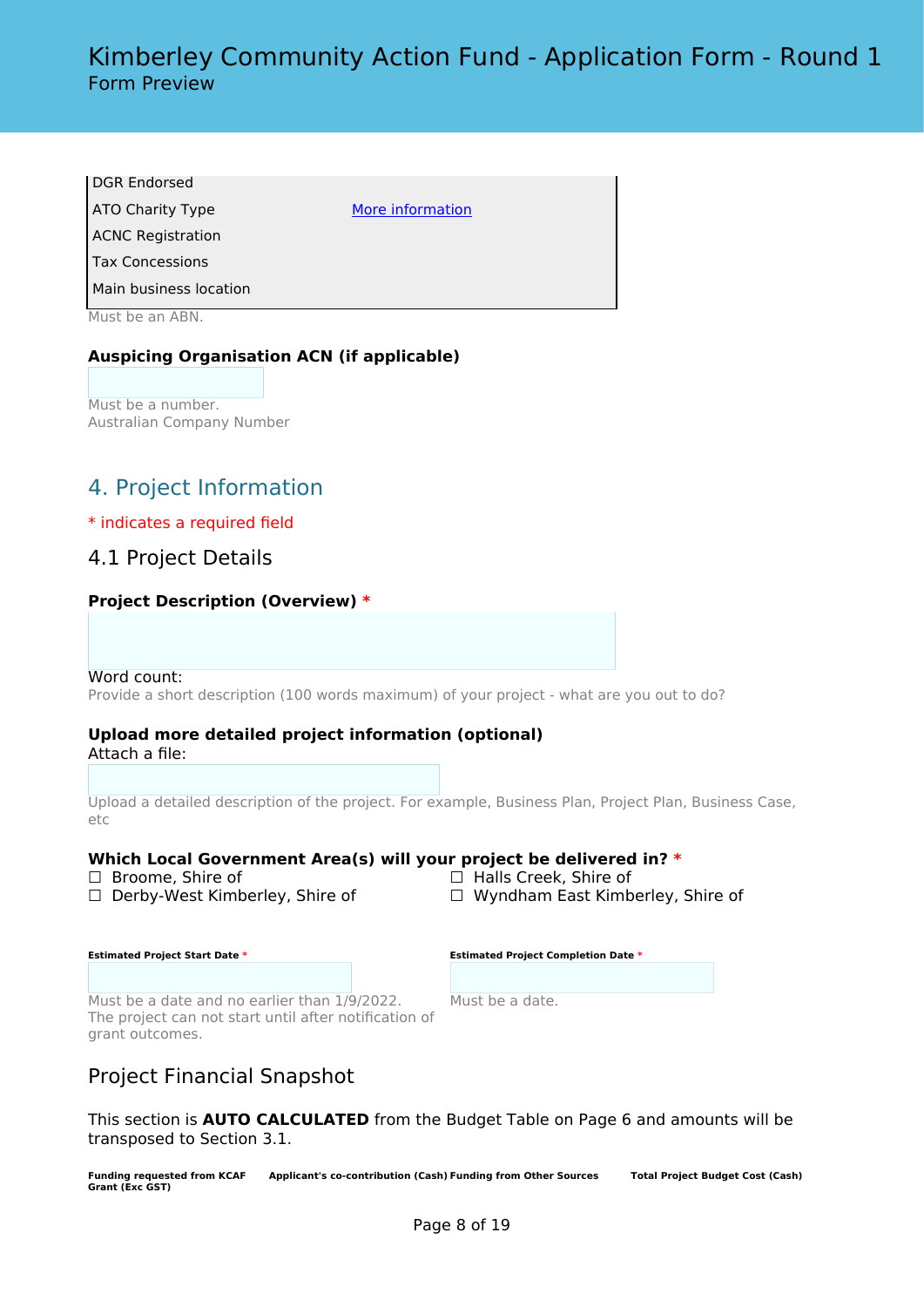| DGR Endorsed | |
|---|---|
| ATO Charity Type | More information |
| ACNC Registration | |
| Tax Concessions | |
| Main business location | |

Must be an ABN.

**Auspicing Organisation ACN (if applicable)**

Must be a number.
Australian Company Number

## 4. Project Information

\* indicates a required field

### 4.1 Project Details

**Project Description (Overview) \***

Word count:
Provide a short description (100 words maximum) of your project - what are you out to do?

**Upload more detailed project information (optional)**
Attach a file:

Upload a detailed description of the project. For example, Business Plan, Project Plan, Business Case, etc

**Which Local Government Area(s) will your project be delivered in? \***

☐ Broome, Shire of
☐ Derby-West Kimberley, Shire of
☐ Halls Creek, Shire of
☐ Wyndham East Kimberley, Shire of

**Estimated Project Start Date \***

Must be a date and no earlier than 1/9/2022.
The project can not start until after notification of grant outcomes.

**Estimated Project Completion Date \***

Must be a date.

### Project Financial Snapshot

This section is **AUTO CALCULATED** from the Budget Table on Page 6 and amounts will be transposed to Section 3.1.

| Funding requested from KCAF Grant (Exc GST) | Applicant's co-contribution (Cash) | Funding from Other Sources | Total Project Budget Cost (Cash) |
|---|---|---|---|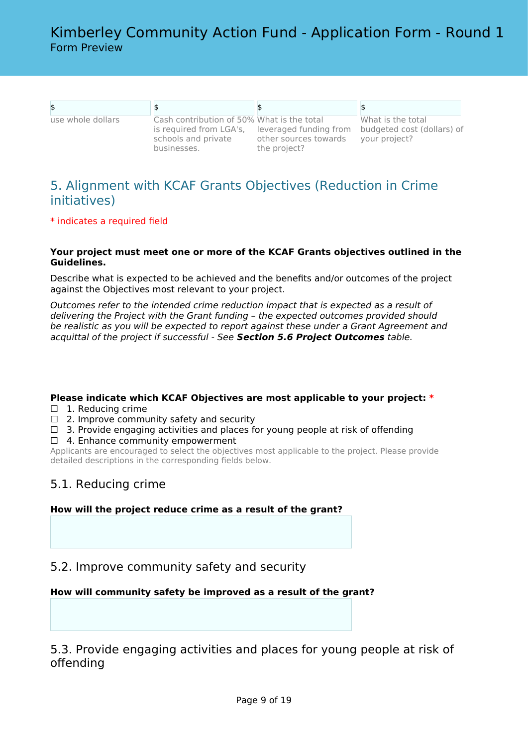# Kimberley Community Action Fund - Application Form - Round 1

Form Preview

| $ | $ | $ | $ |
|---|---|---|---|
| use whole dollars | Cash contribution of 50% is required from LGA's, schools and private businesses. | What is the total leveraged funding from other sources towards the project? | What is the total budgeted cost (dollars) of your project? |

## 5. Alignment with KCAF Grants Objectives (Reduction in Crime initiatives)

\* indicates a required field

**Your project must meet one or more of the KCAF Grants objectives outlined in the Guidelines.**

Describe what is expected to be achieved and the benefits and/or outcomes of the project against the Objectives most relevant to your project.

*Outcomes refer to the intended crime reduction impact that is expected as a result of delivering the Project with the Grant funding – the expected outcomes provided should be realistic as you will be expected to report against these under a Grant Agreement and acquittal of the project if successful - See* ***Section 5.6 Project Outcomes*** *table.*

**Please indicate which KCAF Objectives are most applicable to your project:** *

☐ 1. Reducing crime
☐ 2. Improve community safety and security
☐ 3. Provide engaging activities and places for young people at risk of offending
☐ 4. Enhance community empowerment

Applicants are encouraged to select the objectives most applicable to the project. Please provide detailed descriptions in the corresponding fields below.

### 5.1. Reducing crime

**How will the project reduce crime as a result of the grant?**

### 5.2. Improve community safety and security

**How will community safety be improved as a result of the grant?**

### 5.3. Provide engaging activities and places for young people at risk of offending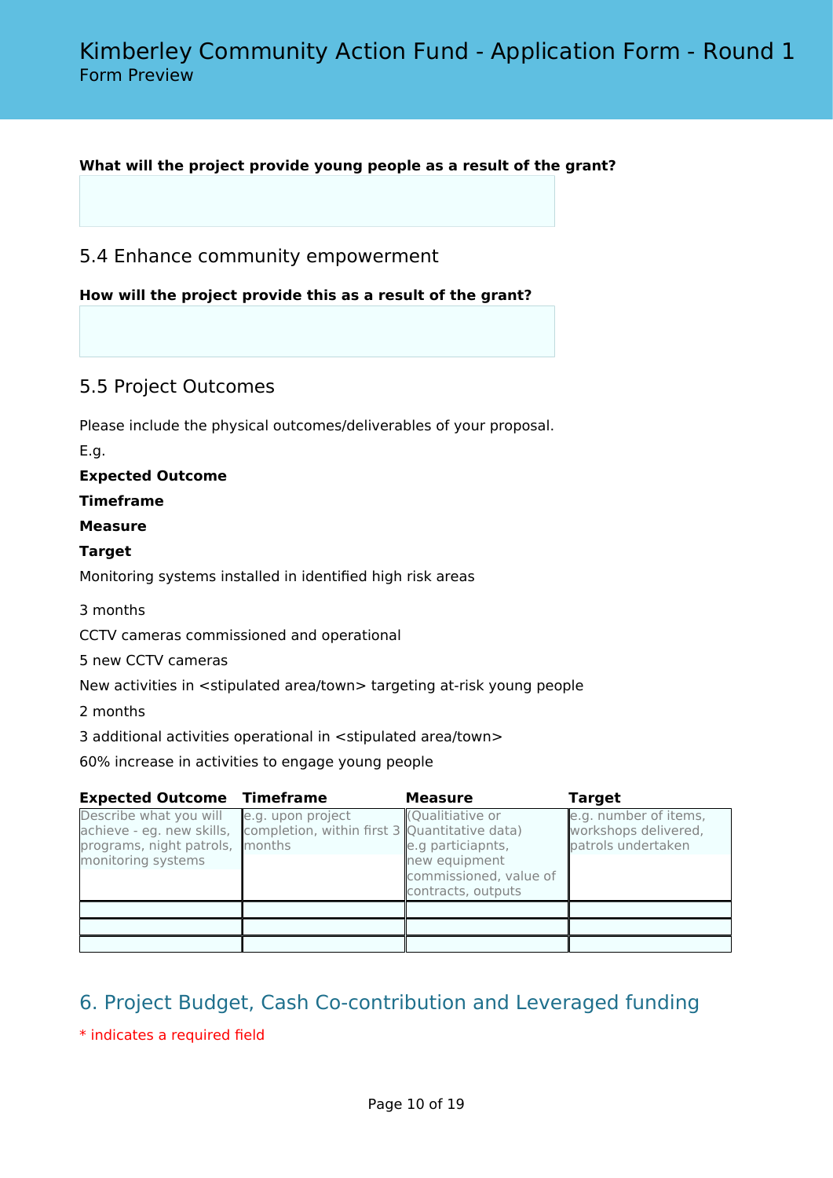**What will the project provide young people as a result of the grant?**

## 5.4 Enhance community empowerment

**How will the project provide this as a result of the grant?**

## 5.5 Project Outcomes

Please include the physical outcomes/deliverables of your proposal.

E.g.

**Expected Outcome**

**Timeframe**

**Measure**

**Target**

Monitoring systems installed in identified high risk areas

3 months

CCTV cameras commissioned and operational

5 new CCTV cameras

New activities in <stipulated area/town> targeting at-risk young people

2 months

3 additional activities operational in <stipulated area/town>

60% increase in activities to engage young people

| Expected Outcome | Timeframe | Measure | Target |
|---|---|---|---|
| Describe what you will achieve - eg. new skills, programs, night patrols, monitoring systems | e.g. upon project completion, within first 3 months | (Qualitiative or Quantitative data) e.g particiapnts, new equipment commissioned, value of contracts, outputs | e.g. number of items, workshops delivered, patrols undertaken |
| | | | |
| | | | |
| | | | |

# 6. Project Budget, Cash Co-contribution and Leveraged funding

* indicates a required field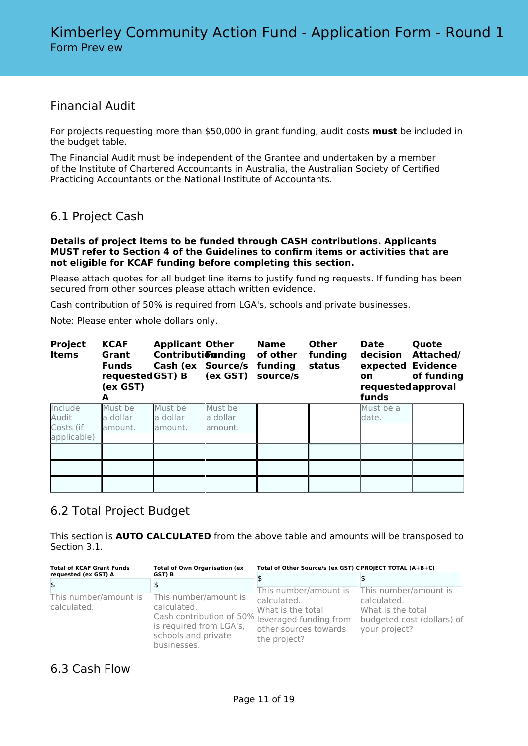# Kimberley Community Action Fund - Application Form - Round 1

Form Preview

## Financial Audit

For projects requesting more than $50,000 in grant funding, audit costs **must** be included in the budget table.

The Financial Audit must be independent of the Grantee and undertaken by a member of the Institute of Chartered Accountants in Australia, the Australian Society of Certified Practicing Accountants or the National Institute of Accountants.

## 6.1 Project Cash

**Details of project items to be funded through CASH contributions. Applicants MUST refer to Section 4 of the Guidelines to confirm items or activities that are not eligible for KCAF funding before completing this section.**

Please attach quotes for all budget line items to justify funding requests. If funding has been secured from other sources please attach written evidence.

Cash contribution of 50% is required from LGA's, schools and private businesses.

Note: Please enter whole dollars only.

| Project Items | KCAF Grant Funds requested (ex GST) A | Applicant Contribution Cash (ex GST) B | Other Funding Source/s (ex GST) | Name of other funding source/s | Other funding status | Date decision expected on requested funds | Quote Attached/ Evidence of funding approval |
|---|---|---|---|---|---|---|---|
| Include Audit Costs (if applicable) | Must be a dollar amount. | Must be a dollar amount. | Must be a dollar amount. | | | Must be a date. | |
| | | | | | | | |
| | | | | | | | |
| | | | | | | | |

## 6.2 Total Project Budget

This section is **AUTO CALCULATED** from the above table and amounts will be transposed to Section 3.1.

| Total of KCAF Grant Funds requested (ex GST) A | Total of Own Organisation (ex GST) B | Total of Other Source/s (ex GST) C | PROJECT TOTAL (A+B+C) |
|---|---|---|---|
| $ | $ | $ | $ |
| This number/amount is calculated. | This number/amount is calculated. Cash contribution of 50% is required from LGA's, schools and private businesses. | This number/amount is calculated. What is the total leveraged funding from other sources towards the project? | This number/amount is calculated. What is the total budgeted cost (dollars) of your project? |

## 6.3 Cash Flow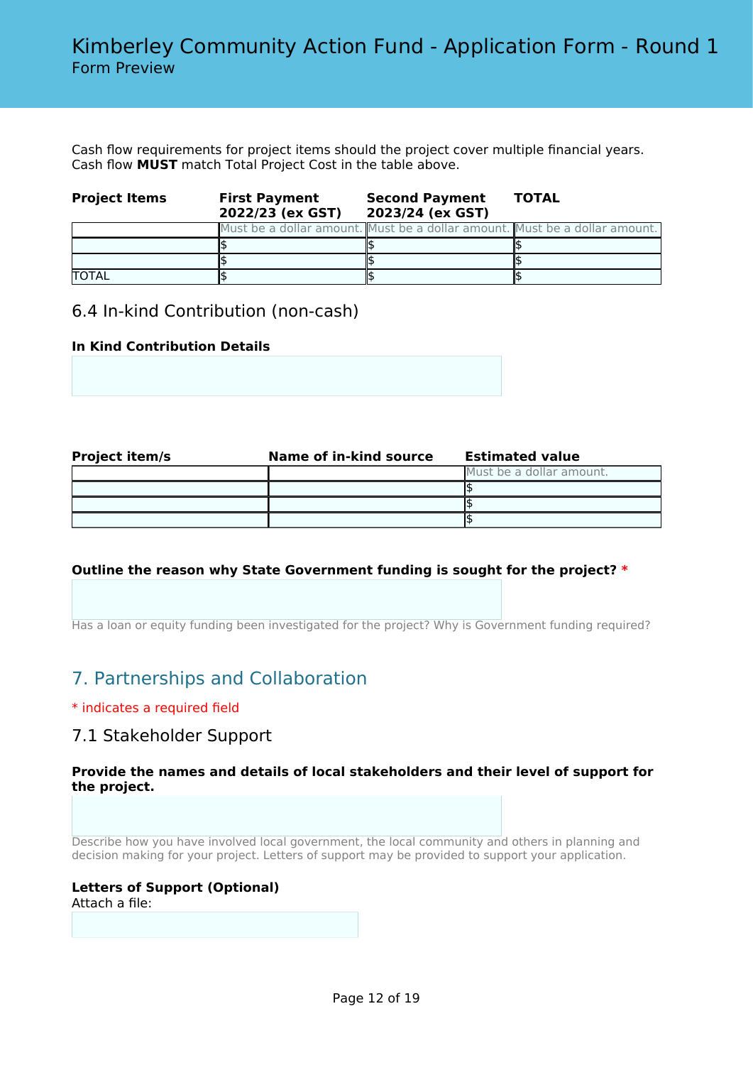Cash flow requirements for project items should the project cover multiple financial years.
Cash flow **MUST** match Total Project Cost in the table above.

| **Project Items** | **First Payment 2022/23 (ex GST)** | **Second Payment 2023/24 (ex GST)** | **TOTAL** |
|---|---|---|---|
| | Must be a dollar amount. | Must be a dollar amount. | Must be a dollar amount. |
| | $ | $ | $ |
| | $ | $ | $ |
| TOTAL | $ | $ | $ |

### 6.4 In-kind Contribution (non-cash)

**In Kind Contribution Details**

| **Project item/s** | **Name of in-kind source** | **Estimated value** |
|---|---|---|
| | | Must be a dollar amount. |
| | | $ |
| | | $ |
| | | $ |

**Outline the reason why State Government funding is sought for the project? \***

Has a loan or equity funding been investigated for the project? Why is Government funding required?

## 7. Partnerships and Collaboration

\* indicates a required field

### 7.1 Stakeholder Support

**Provide the names and details of local stakeholders and their level of support for the project.**

Describe how you have involved local government, the local community and others in planning and decision making for your project. Letters of support may be provided to support your application.

**Letters of Support (Optional)**
Attach a file: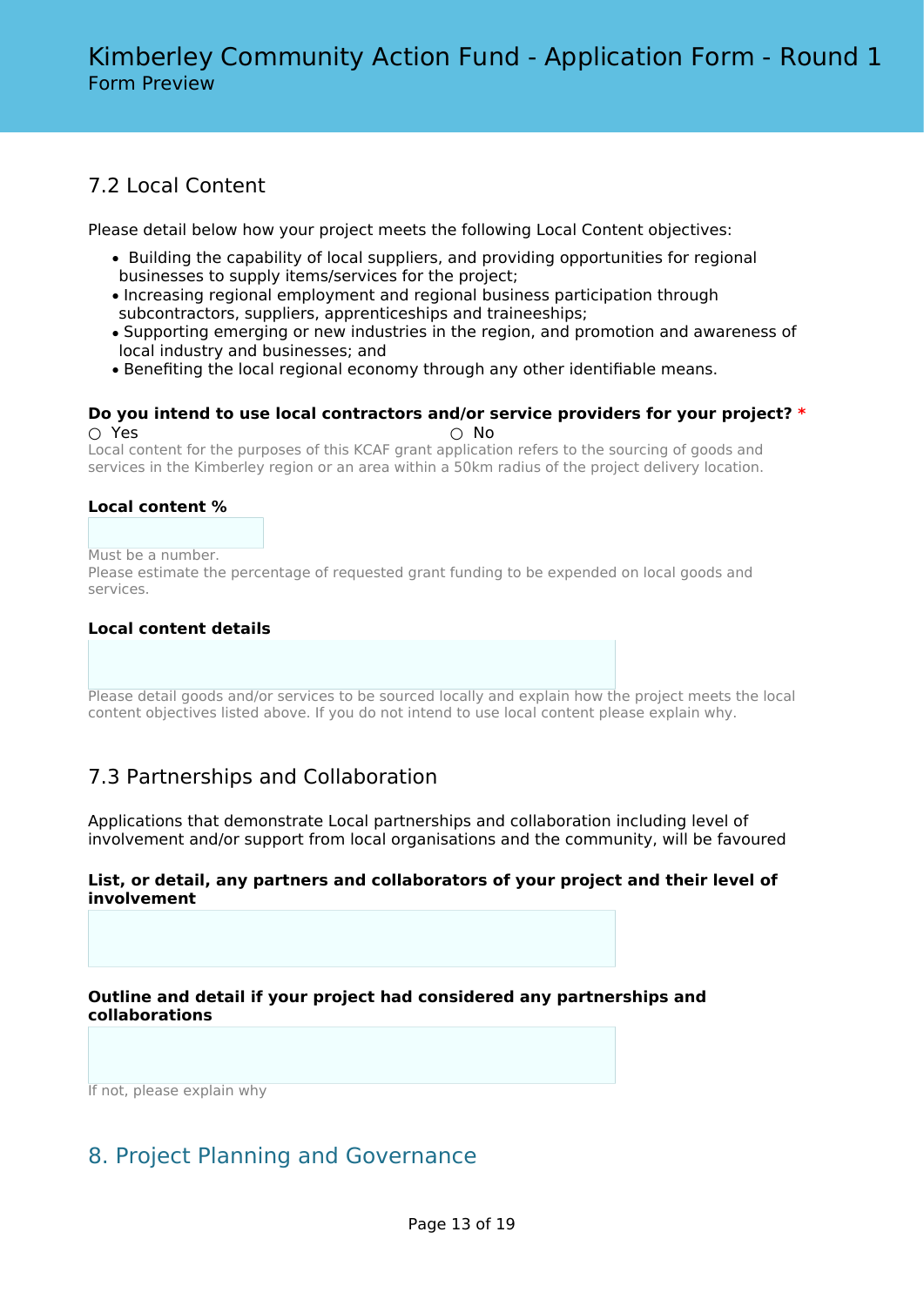## 7.2 Local Content

Please detail below how your project meets the following Local Content objectives:

- Building the capability of local suppliers, and providing opportunities for regional businesses to supply items/services for the project;
- Increasing regional employment and regional business participation through subcontractors, suppliers, apprenticeships and traineeships;
- Supporting emerging or new industries in the region, and promotion and awareness of local industry and businesses; and
- Benefiting the local regional economy through any other identifiable means.

**Do you intend to use local contractors and/or service providers for your project?** *

○ Yes ○ No

Local content for the purposes of this KCAF grant application refers to the sourcing of goods and services in the Kimberley region or an area within a 50km radius of the project delivery location.

**Local content %**

Must be a number.
Please estimate the percentage of requested grant funding to be expended on local goods and services.

**Local content details**

Please detail goods and/or services to be sourced locally and explain how the project meets the local content objectives listed above. If you do not intend to use local content please explain why.

## 7.3 Partnerships and Collaboration

Applications that demonstrate Local partnerships and collaboration including level of involvement and/or support from local organisations and the community, will be favoured

**List, or detail, any partners and collaborators of your project and their level of involvement**

**Outline and detail if your project had considered any partnerships and collaborations**

If not, please explain why

# 8. Project Planning and Governance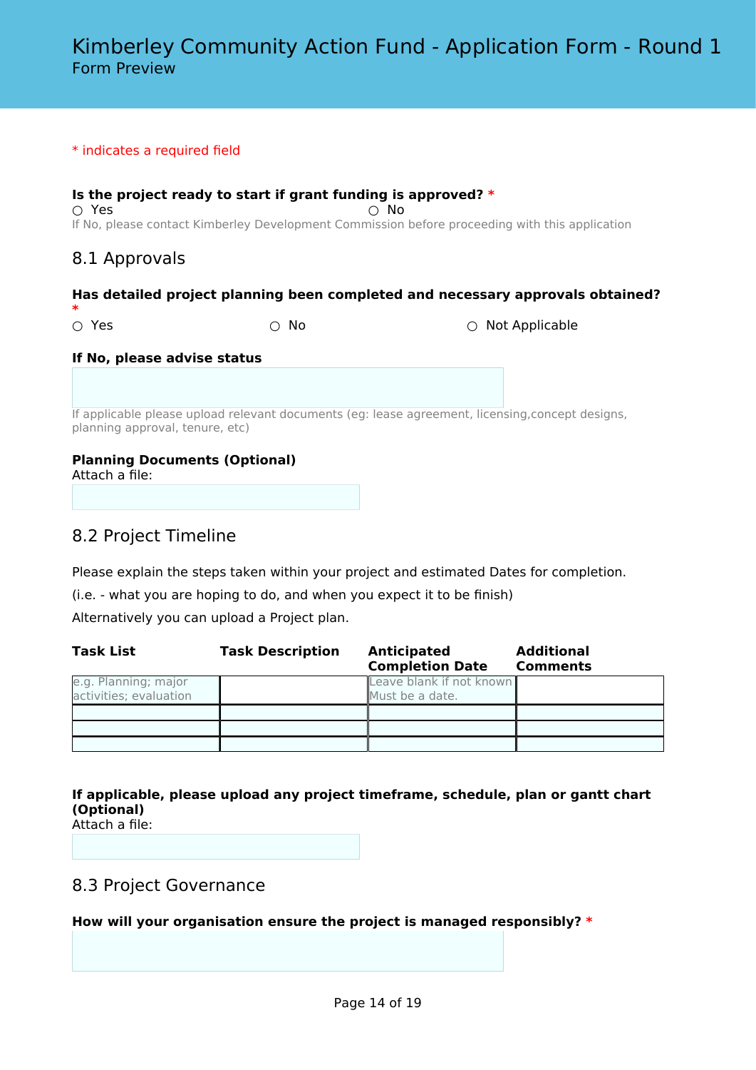# Kimberley Community Action Fund - Application Form - Round 1

Form Preview

* indicates a required field

**Is the project ready to start if grant funding is approved? ***

○ Yes ○ No

If No, please contact Kimberley Development Commission before proceeding with this application

## 8.1 Approvals

**Has detailed project planning been completed and necessary approvals obtained? ***

○ Yes ○ No ○ Not Applicable

**If No, please advise status**

If applicable please upload relevant documents (eg: lease agreement, licensing,concept designs, planning approval, tenure, etc)

**Planning Documents (Optional)**

Attach a file:

## 8.2 Project Timeline

Please explain the steps taken within your project and estimated Dates for completion.

(i.e. - what you are hoping to do, and when you expect it to be finish)

Alternatively you can upload a Project plan.

| Task List | Task Description | Anticipated Completion Date | Additional Comments |
|---|---|---|---|
| e.g. Planning; major activities; evaluation | | Leave blank if not known Must be a date. | |
| | | | |
| | | | |
| | | | |

**If applicable, please upload any project timeframe, schedule, plan or gantt chart (Optional)**

Attach a file:

## 8.3 Project Governance

**How will your organisation ensure the project is managed responsibly? ***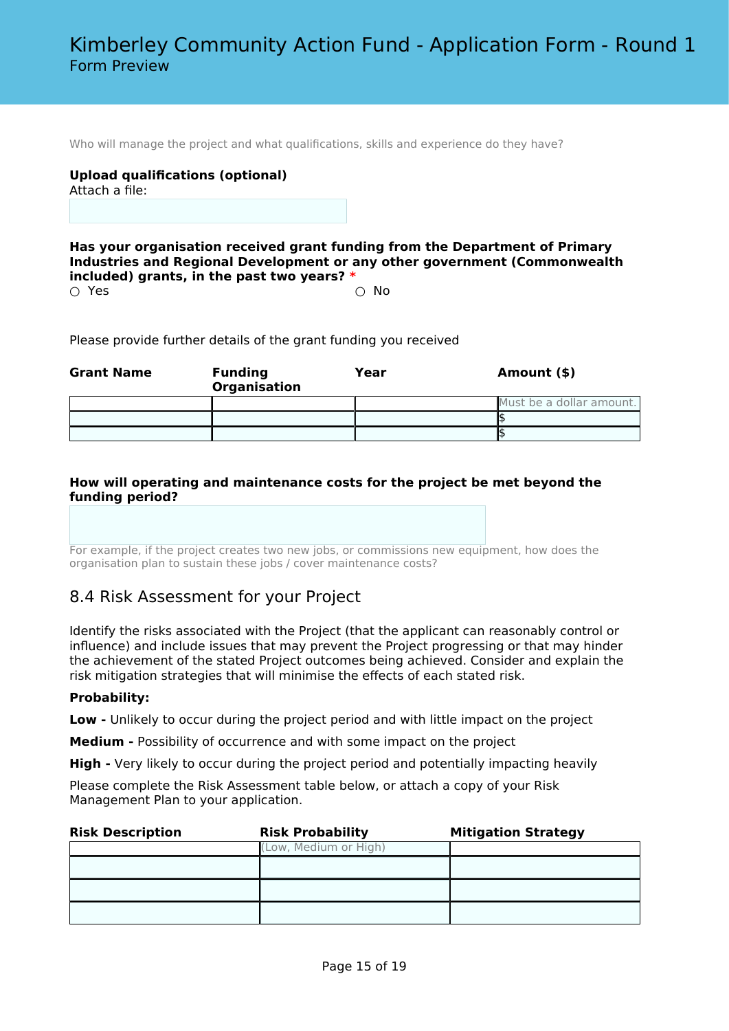Who will manage the project and what qualifications, skills and experience do they have?

**Upload qualifications (optional)**

Attach a file:

**Has your organisation received grant funding from the Department of Primary Industries and Regional Development or any other government (Commonwealth included) grants, in the past two years?** *

○ Yes ○ No

Please provide further details of the grant funding you received

| Grant Name | Funding Organisation | Year | Amount ($) |
|---|---|---|---|
| | | | Must be a dollar amount. |
| | | | $ |
| | | | $ |

**How will operating and maintenance costs for the project be met beyond the funding period?**

For example, if the project creates two new jobs, or commissions new equipment, how does the organisation plan to sustain these jobs / cover maintenance costs?

## 8.4 Risk Assessment for your Project

Identify the risks associated with the Project (that the applicant can reasonably control or influence) and include issues that may prevent the Project progressing or that may hinder the achievement of the stated Project outcomes being achieved. Consider and explain the risk mitigation strategies that will minimise the effects of each stated risk.

**Probability:**

**Low -** Unlikely to occur during the project period and with little impact on the project

**Medium -** Possibility of occurrence and with some impact on the project

**High -** Very likely to occur during the project period and potentially impacting heavily

Please complete the Risk Assessment table below, or attach a copy of your Risk Management Plan to your application.

| Risk Description | Risk Probability | Mitigation Strategy |
|---|---|---|
| | (Low, Medium or High) | |
| | | |
| | | |
| | | |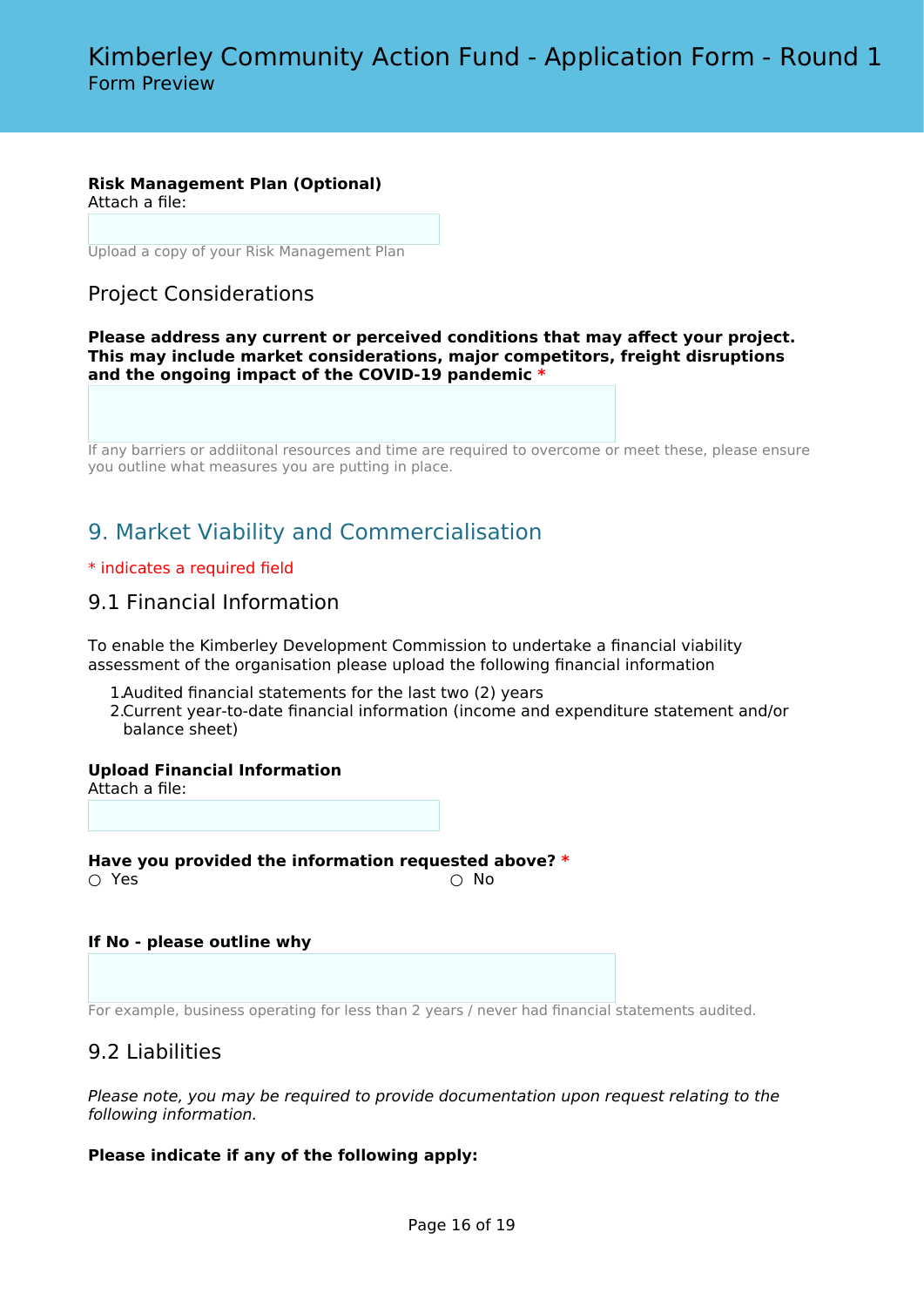**Risk Management Plan (Optional)**
Attach a file:

Upload a copy of your Risk Management Plan

### Project Considerations

**Please address any current or perceived conditions that may affect your project. This may include market considerations, major competitors, freight disruptions and the ongoing impact of the COVID-19 pandemic** *

If any barriers or addiitonal resources and time are required to overcome or meet these, please ensure you outline what measures you are putting in place.

## 9. Market Viability and Commercialisation

* indicates a required field

### 9.1 Financial Information

To enable the Kimberley Development Commission to undertake a financial viability assessment of the organisation please upload the following financial information

1. Audited financial statements for the last two (2) years
2. Current year-to-date financial information (income and expenditure statement and/or balance sheet)

**Upload Financial Information**
Attach a file:

**Have you provided the information requested above?** *
○ Yes ○ No

**If No - please outline why**

For example, business operating for less than 2 years / never had financial statements audited.

### 9.2 Liabilities

*Please note, you may be required to provide documentation upon request relating to the following information.*

**Please indicate if any of the following apply:**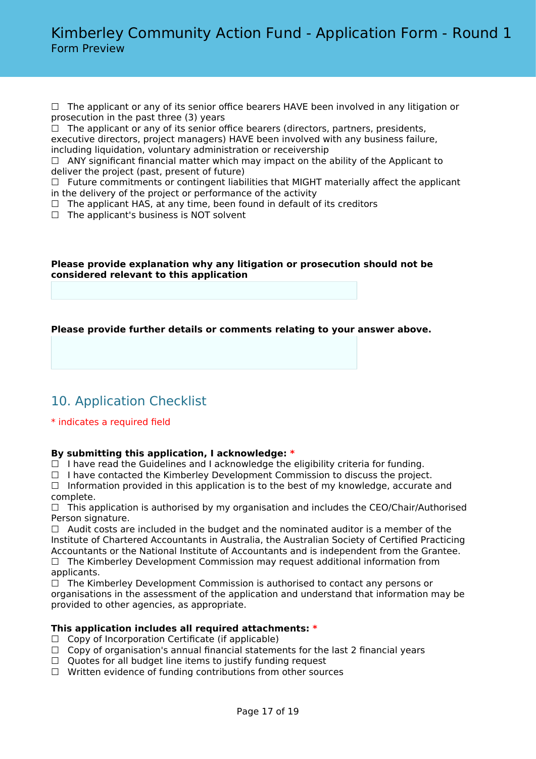☐ The applicant or any of its senior office bearers HAVE been involved in any litigation or prosecution in the past three (3) years
☐ The applicant or any of its senior office bearers (directors, partners, presidents, executive directors, project managers) HAVE been involved with any business failure, including liquidation, voluntary administration or receivership
☐ ANY significant financial matter which may impact on the ability of the Applicant to deliver the project (past, present of future)
☐ Future commitments or contingent liabilities that MIGHT materially affect the applicant in the delivery of the project or performance of the activity
☐ The applicant HAS, at any time, been found in default of its creditors
☐ The applicant's business is NOT solvent

**Please provide explanation why any litigation or prosecution should not be considered relevant to this application**

**Please provide further details or comments relating to your answer above.**

## 10. Application Checklist

\* indicates a required field

**By submitting this application, I acknowledge: ***
☐ I have read the Guidelines and I acknowledge the eligibility criteria for funding.
☐ I have contacted the Kimberley Development Commission to discuss the project.
☐ Information provided in this application is to the best of my knowledge, accurate and complete.
☐ This application is authorised by my organisation and includes the CEO/Chair/Authorised Person signature.
☐ Audit costs are included in the budget and the nominated auditor is a member of the Institute of Chartered Accountants in Australia, the Australian Society of Certified Practicing Accountants or the National Institute of Accountants and is independent from the Grantee.
☐ The Kimberley Development Commission may request additional information from applicants.
☐ The Kimberley Development Commission is authorised to contact any persons or organisations in the assessment of the application and understand that information may be provided to other agencies, as appropriate.

**This application includes all required attachments: ***
☐ Copy of Incorporation Certificate (if applicable)
☐ Copy of organisation's annual financial statements for the last 2 financial years
☐ Quotes for all budget line items to justify funding request
☐ Written evidence of funding contributions from other sources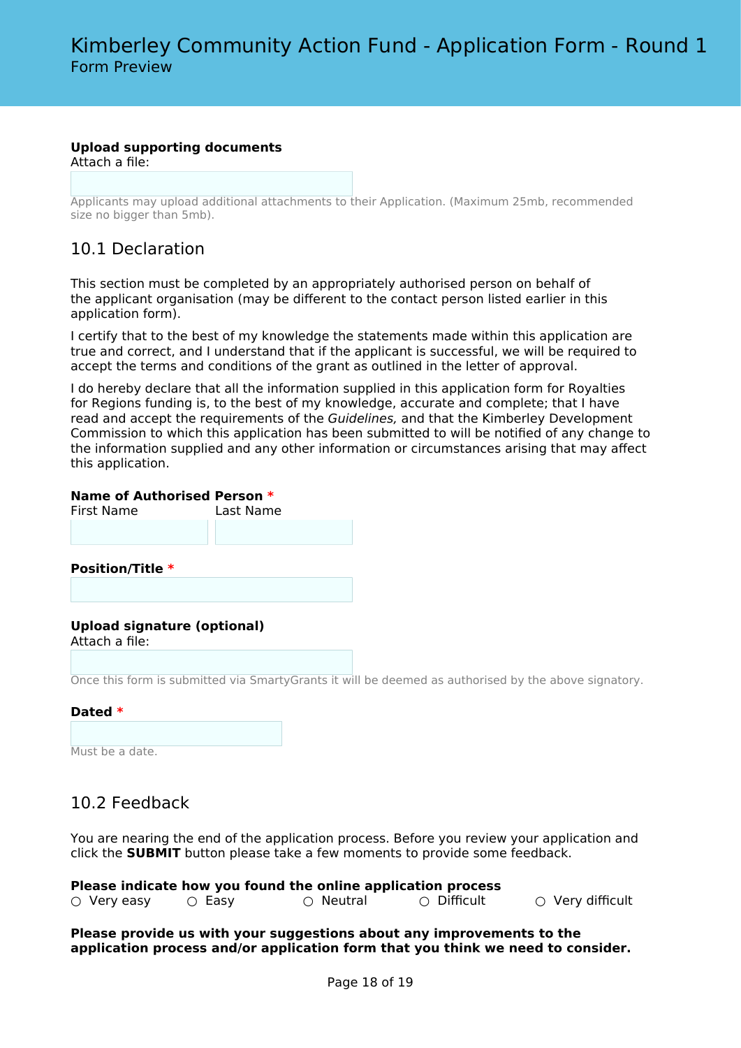**Upload supporting documents**
Attach a file:

Applicants may upload additional attachments to their Application. (Maximum 25mb, recommended size no bigger than 5mb).

## 10.1 Declaration

This section must be completed by an appropriately authorised person on behalf of the applicant organisation (may be different to the contact person listed earlier in this application form).

I certify that to the best of my knowledge the statements made within this application are true and correct, and I understand that if the applicant is successful, we will be required to accept the terms and conditions of the grant as outlined in the letter of approval.

I do hereby declare that all the information supplied in this application form for Royalties for Regions funding is, to the best of my knowledge, accurate and complete; that I have read and accept the requirements of the *Guidelines,* and that the Kimberley Development Commission to which this application has been submitted to will be notified of any change to the information supplied and any other information or circumstances arising that may affect this application.

**Name of Authorised Person** *
First Name Last Name

**Position/Title** *

**Upload signature (optional)**
Attach a file:

Once this form is submitted via SmartyGrants it will be deemed as authorised by the above signatory.

**Dated** *

Must be a date.

## 10.2 Feedback

You are nearing the end of the application process. Before you review your application and click the **SUBMIT** button please take a few moments to provide some feedback.

**Please indicate how you found the online application process**
○ Very easy ○ Easy ○ Neutral ○ Difficult ○ Very difficult

**Please provide us with your suggestions about any improvements to the application process and/or application form that you think we need to consider.**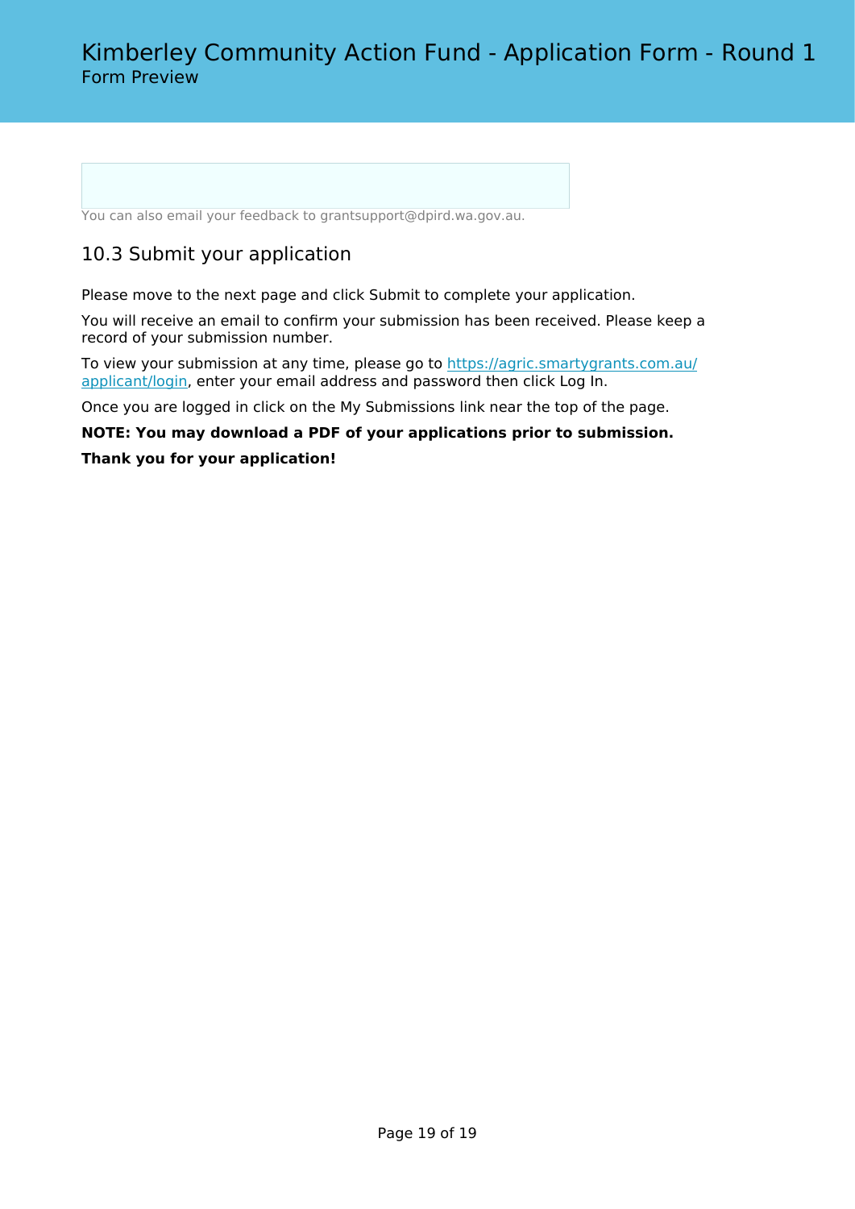You can also email your feedback to grantsupport@dpird.wa.gov.au.

## 10.3 Submit your application

Please move to the next page and click Submit to complete your application.

You will receive an email to confirm your submission has been received. Please keep a record of your submission number.

To view your submission at any time, please go to [https://agric.smartygrants.com.au/applicant/login](https://agric.smartygrants.com.au/applicant/login), enter your email address and password then click Log In.

Once you are logged in click on the My Submissions link near the top of the page.

**NOTE: You may download a PDF of your applications prior to submission.**

**Thank you for your application!**